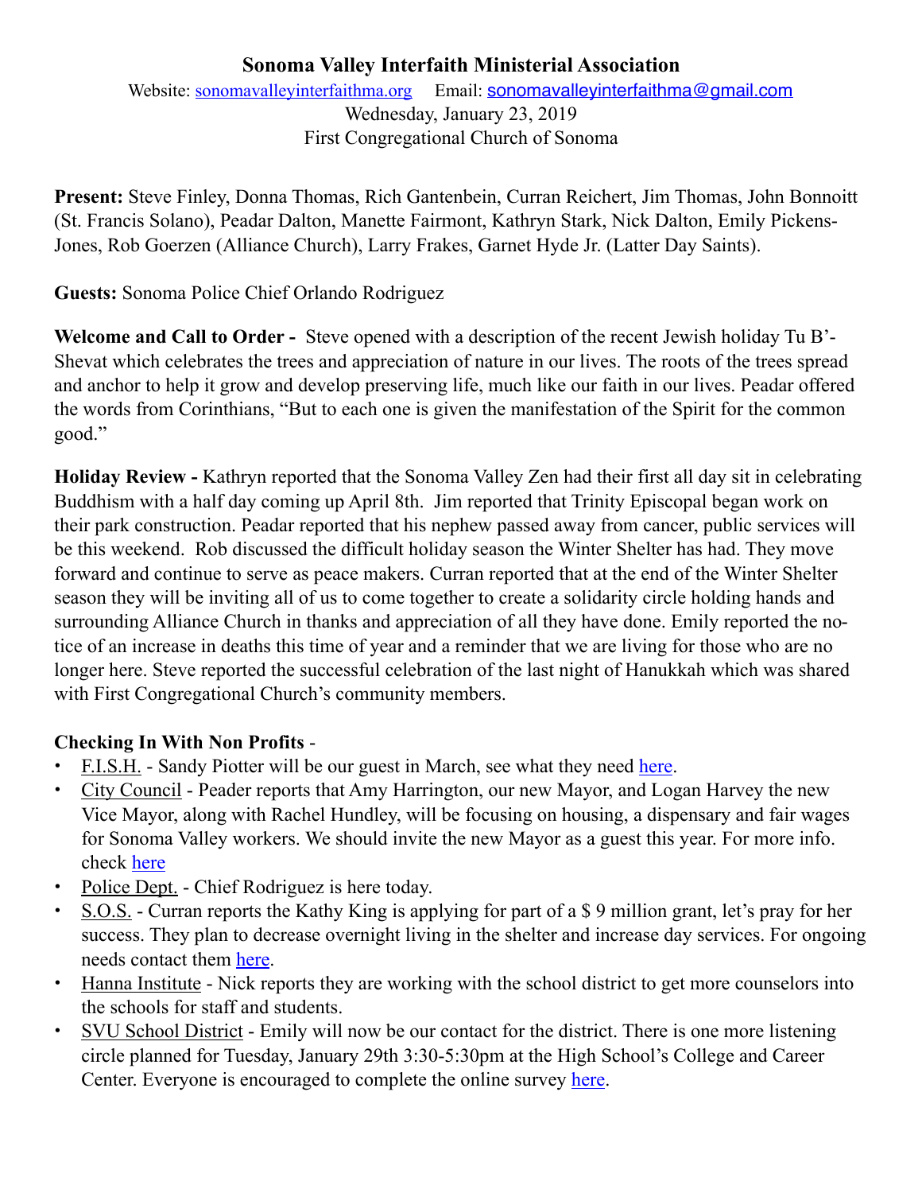# Sonoma Valley Interfaith Ministerial Association

Website: sonomavalleyinterfaithma.org Email: sonomavalleyinterfaithma@gmail.com

Wednesday, January 23, 2019

First Congregational Church of Sonoma

**Present:** Steve Finley, Donna Thomas, Rich Gantenbein, Curran Reichert, Jim Thomas, John Bonnoitt (St. Francis Solano), Peadar Dalton, Manette Fairmont, Kathryn Stark, Nick Dalton, Emily Pickens-Jones, Rob Goerzen (Alliance Church), Larry Frakes, Garnet Hyde Jr. (Latter Day Saints).

**Guests:** Sonoma Police Chief Orlando Rodriguez

**Welcome and Call to Order -** Steve opened with a description of the recent Jewish holiday Tu B'-Shevat which celebrates the trees and appreciation of nature in our lives. The roots of the trees spread and anchor to help it grow and develop preserving life, much like our faith in our lives. Peadar offered the words from Corinthians, "But to each one is given the manifestation of the Spirit for the common good."

**Holiday Review -** Kathryn reported that the Sonoma Valley Zen had their first all day sit in celebrating Buddhism with a half day coming up April 8th. Jim reported that Trinity Episcopal began work on their park construction. Peadar reported that his nephew passed away from cancer, public services will be this weekend. Rob discussed the difficult holiday season the Winter Shelter has had. They move forward and continue to serve as peace makers. Curran reported that at the end of the Winter Shelter season they will be inviting all of us to come together to create a solidarity circle holding hands and surrounding Alliance Church in thanks and appreciation of all they have done. Emily reported the notice of an increase in deaths this time of year and a reminder that we are living for those who are no longer here. Steve reported the successful celebration of the last night of Hanukkah which was shared with First Congregational Church's community members.

**Checking In With Non Profits** -

- F.I.S.H. - Sandy Piotter will be our guest in March, see what they need here.
- City Council - Peader reports that Amy Harrington, our new Mayor, and Logan Harvey the new Vice Mayor, along with Rachel Hundley, will be focusing on housing, a dispensary and fair wages for Sonoma Valley workers. We should invite the new Mayor as a guest this year. For more info. check here
- Police Dept. - Chief Rodriguez is here today.
- S.O.S. - Curran reports the Kathy King is applying for part of a $ 9 million grant, let's pray for her success. They plan to decrease overnight living in the shelter and increase day services. For ongoing needs contact them here.
- Hanna Institute - Nick reports they are working with the school district to get more counselors into the schools for staff and students.
- SVU School District - Emily will now be our contact for the district. There is one more listening circle planned for Tuesday, January 29th 3:30-5:30pm at the High School's College and Career Center. Everyone is encouraged to complete the online survey here.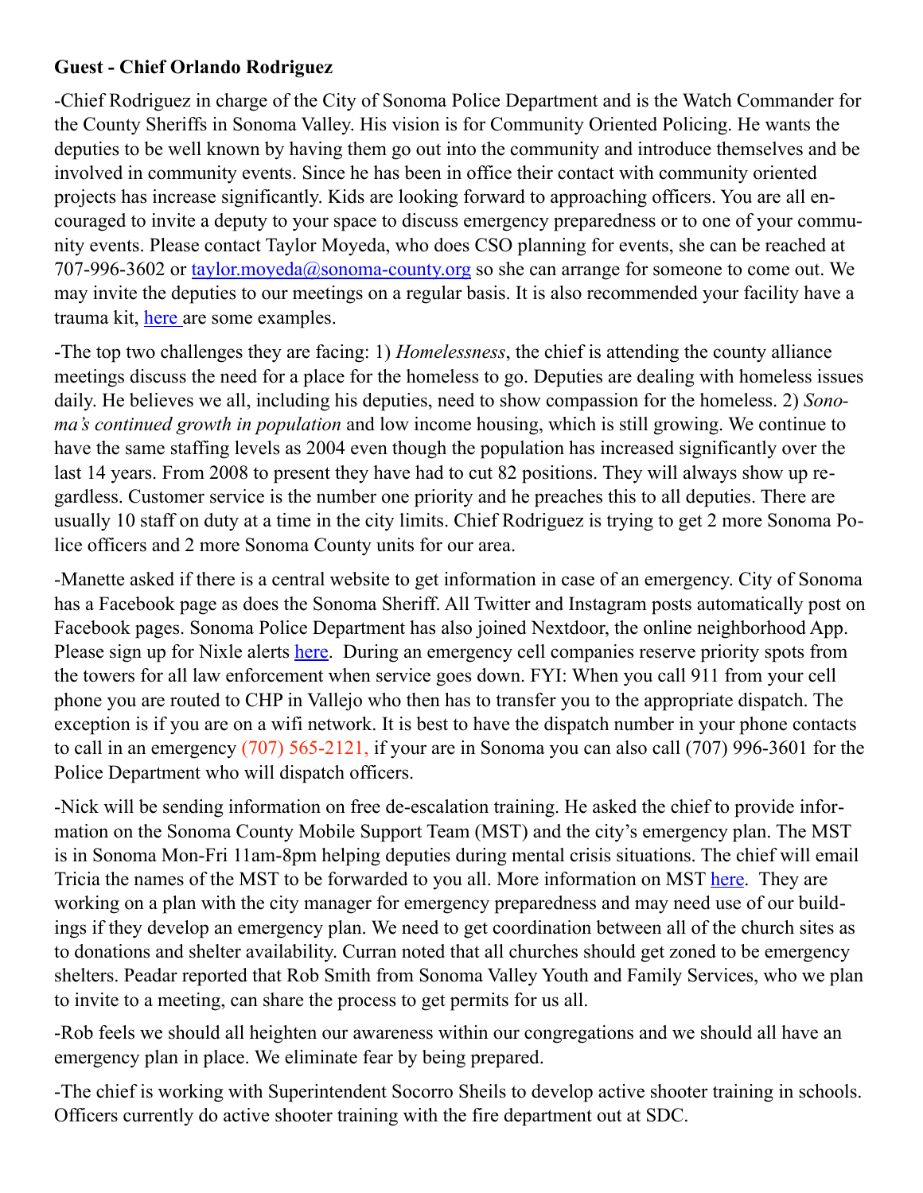**Guest - Chief Orlando Rodriguez**

-Chief Rodriguez in charge of the City of Sonoma Police Department and is the Watch Commander for the County Sheriffs in Sonoma Valley. His vision is for Community Oriented Policing. He wants the deputies to be well known by having them go out into the community and introduce themselves and be involved in community events. Since he has been in office their contact with community oriented projects has increase significantly. Kids are looking forward to approaching officers. You are all encouraged to invite a deputy to your space to discuss emergency preparedness or to one of your community events. Please contact Taylor Moyeda, who does CSO planning for events, she can be reached at 707-996-3602 or taylor.moyeda@sonoma-county.org so she can arrange for someone to come out. We may invite the deputies to our meetings on a regular basis. It is also recommended your facility have a trauma kit, here are some examples.

-The top two challenges they are facing: 1) *Homelessness*, the chief is attending the county alliance meetings discuss the need for a place for the homeless to go. Deputies are dealing with homeless issues daily. He believes we all, including his deputies, need to show compassion for the homeless. 2) *Sonoma's continued growth in population* and low income housing, which is still growing. We continue to have the same staffing levels as 2004 even though the population has increased significantly over the last 14 years. From 2008 to present they have had to cut 82 positions. They will always show up regardless. Customer service is the number one priority and he preaches this to all deputies. There are usually 10 staff on duty at a time in the city limits. Chief Rodriguez is trying to get 2 more Sonoma Police officers and 2 more Sonoma County units for our area.

-Manette asked if there is a central website to get information in case of an emergency. City of Sonoma has a Facebook page as does the Sonoma Sheriff. All Twitter and Instagram posts automatically post on Facebook pages. Sonoma Police Department has also joined Nextdoor, the online neighborhood App. Please sign up for Nixle alerts here. During an emergency cell companies reserve priority spots from the towers for all law enforcement when service goes down. FYI: When you call 911 from your cell phone you are routed to CHP in Vallejo who then has to transfer you to the appropriate dispatch. The exception is if you are on a wifi network. It is best to have the dispatch number in your phone contacts to call in an emergency (707) 565-2121, if your are in Sonoma you can also call (707) 996-3601 for the Police Department who will dispatch officers.

-Nick will be sending information on free de-escalation training. He asked the chief to provide information on the Sonoma County Mobile Support Team (MST) and the city's emergency plan. The MST is in Sonoma Mon-Fri 11am-8pm helping deputies during mental crisis situations. The chief will email Tricia the names of the MST to be forwarded to you all. More information on MST here. They are working on a plan with the city manager for emergency preparedness and may need use of our buildings if they develop an emergency plan. We need to get coordination between all of the church sites as to donations and shelter availability. Curran noted that all churches should get zoned to be emergency shelters. Peadar reported that Rob Smith from Sonoma Valley Youth and Family Services, who we plan to invite to a meeting, can share the process to get permits for us all.

-Rob feels we should all heighten our awareness within our congregations and we should all have an emergency plan in place. We eliminate fear by being prepared.

-The chief is working with Superintendent Socorro Sheils to develop active shooter training in schools. Officers currently do active shooter training with the fire department out at SDC.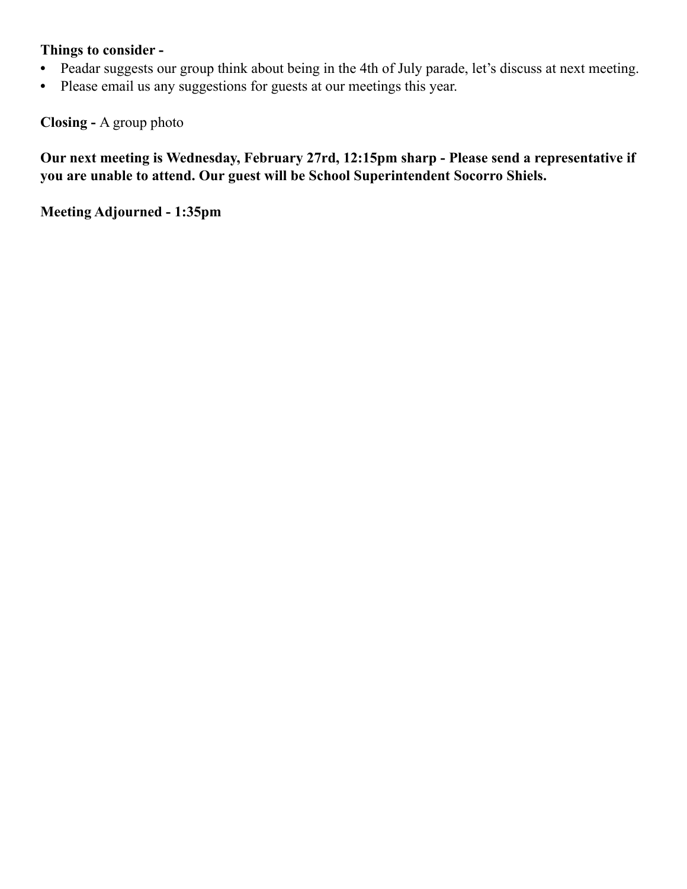**Things to consider -**

- Peadar suggests our group think about being in the 4th of July parade, let's discuss at next meeting.
- Please email us any suggestions for guests at our meetings this year.

**Closing -** A group photo

**Our next meeting is Wednesday, February 27rd, 12:15pm sharp - Please send a representative if you are unable to attend. Our guest will be School Superintendent Socorro Shiels.**

**Meeting Adjourned - 1:35pm**